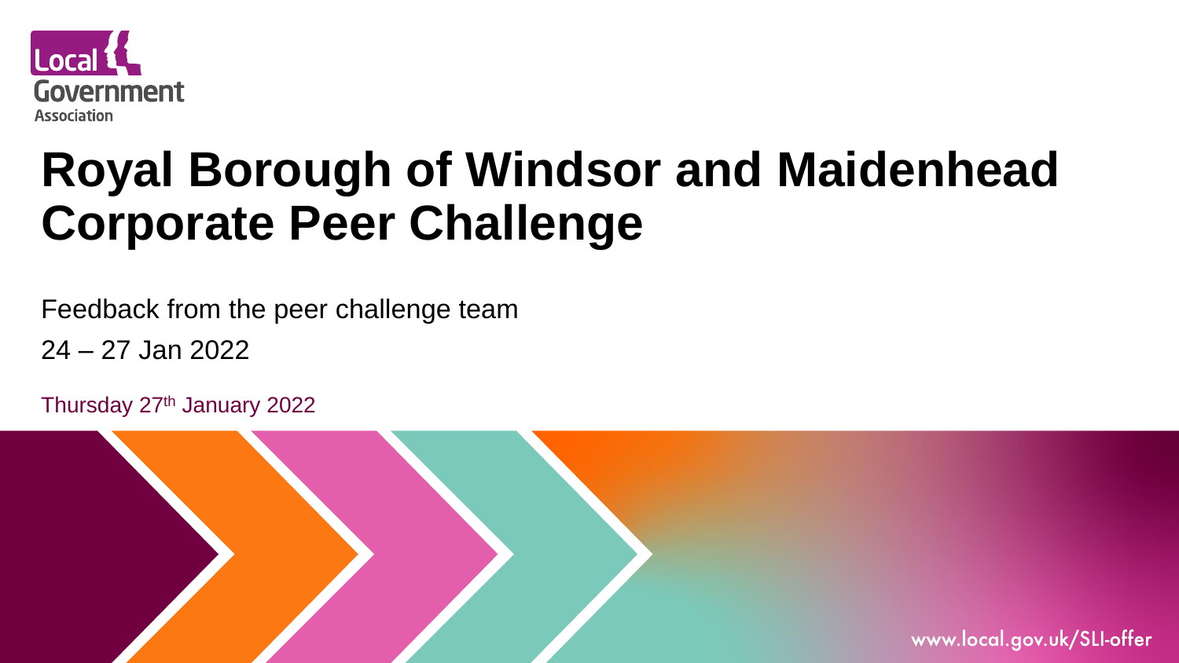Local Government Association

# Royal Borough of Windsor and Maidenhead Corporate Peer Challenge

Feedback from the peer challenge team

24 – 27 Jan 2022

Thursday 27th January 2022

www.local.gov.uk/SLI-offer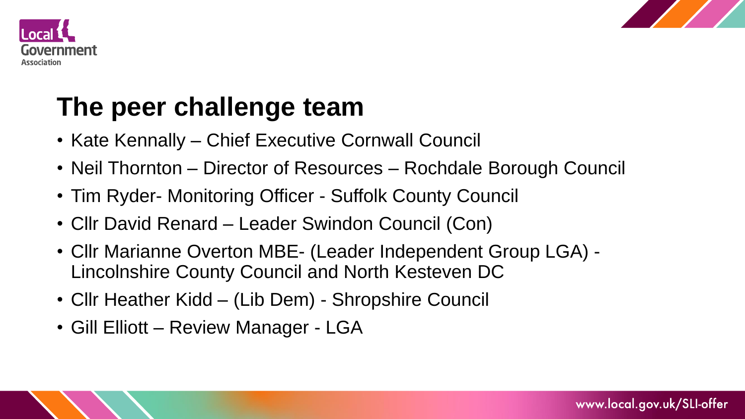# The peer challenge team

- Kate Kennally – Chief Executive Cornwall Council
- Neil Thornton – Director of Resources – Rochdale Borough Council
- Tim Ryder- Monitoring Officer - Suffolk County Council
- Cllr David Renard – Leader Swindon Council (Con)
- Cllr Marianne Overton MBE- (Leader Independent Group LGA) - Lincolnshire County Council and North Kesteven DC
- Cllr Heather Kidd – (Lib Dem) - Shropshire Council
- Gill Elliott – Review Manager - LGA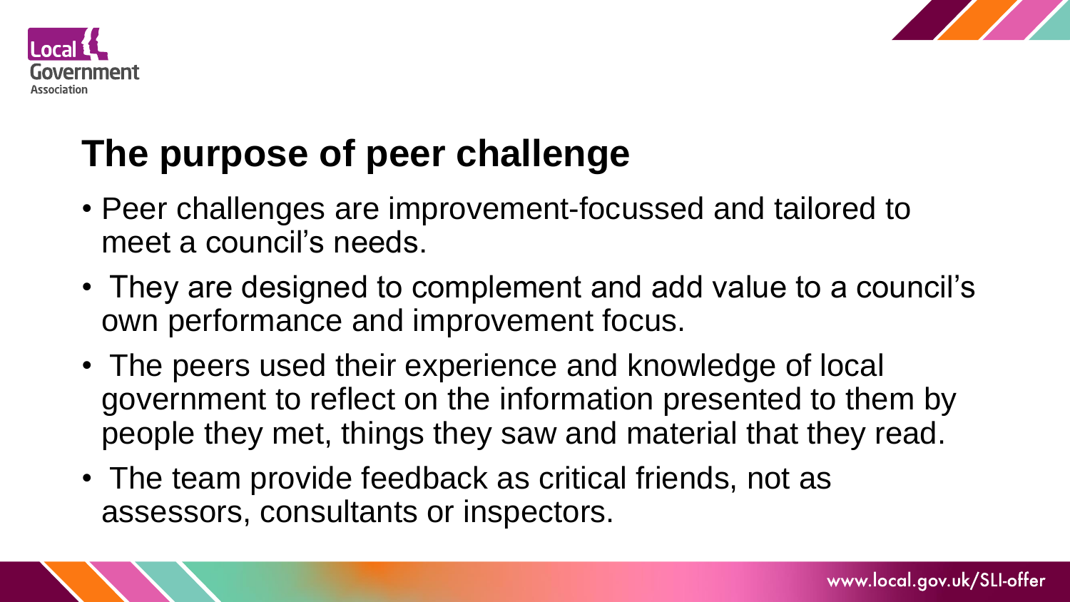# The purpose of peer challenge

- Peer challenges are improvement-focussed and tailored to meet a council's needs.
- They are designed to complement and add value to a council's own performance and improvement focus.
- The peers used their experience and knowledge of local government to reflect on the information presented to them by people they met, things they saw and material that they read.
- The team provide feedback as critical friends, not as assessors, consultants or inspectors.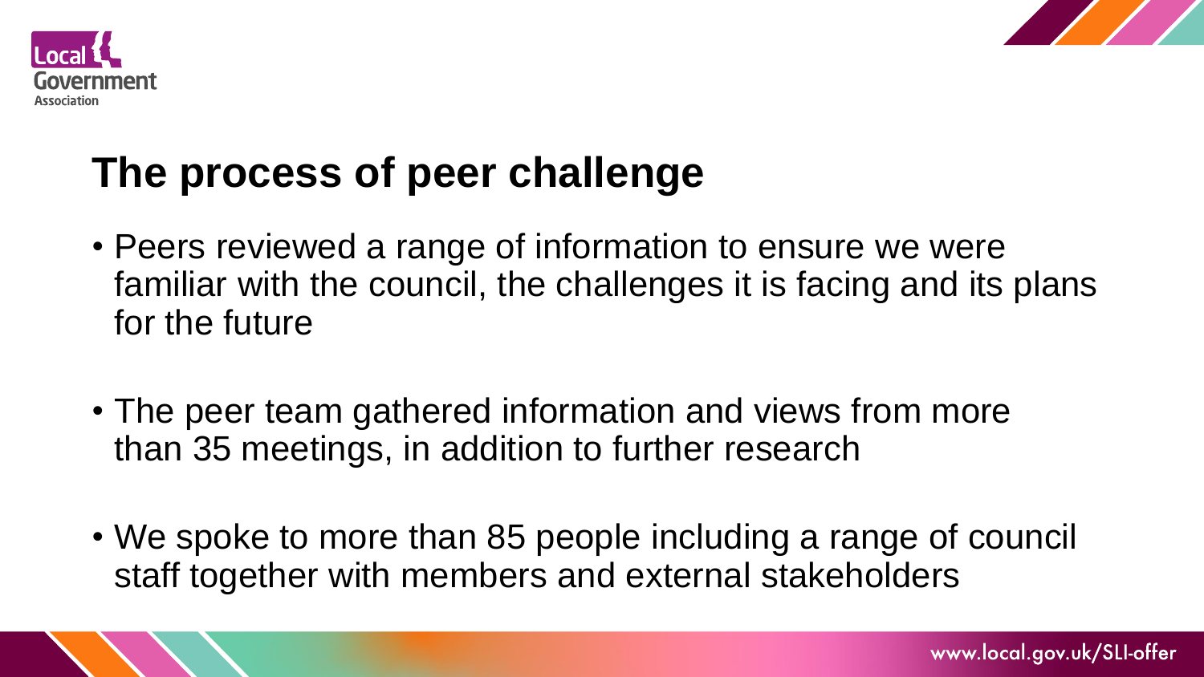## The process of peer challenge

- Peers reviewed a range of information to ensure we were familiar with the council, the challenges it is facing and its plans for the future
- The peer team gathered information and views from more than 35 meetings, in addition to further research
- We spoke to more than 85 people including a range of council staff together with members and external stakeholders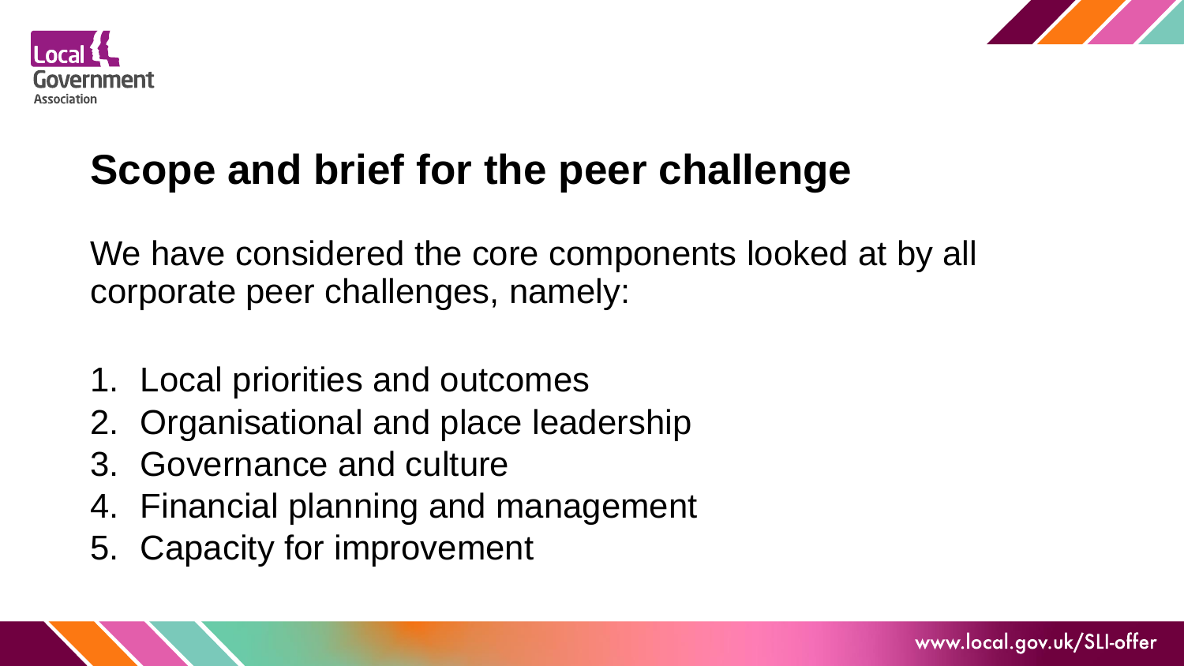# Scope and brief for the peer challenge

We have considered the core components looked at by all corporate peer challenges, namely:

1. Local priorities and outcomes
2. Organisational and place leadership
3. Governance and culture
4. Financial planning and management
5. Capacity for improvement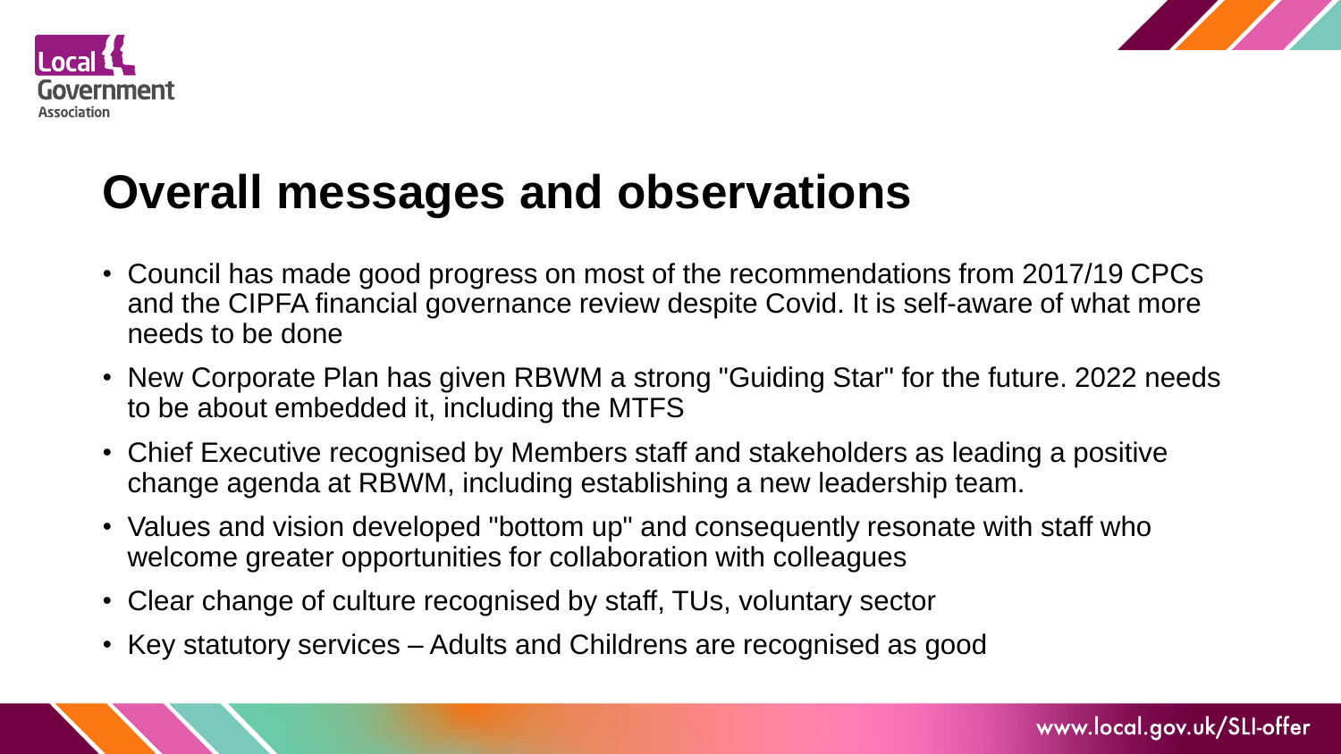# Overall messages and observations

- Council has made good progress on most of the recommendations from 2017/19 CPCs and the CIPFA financial governance review despite Covid. It is self-aware of what more needs to be done
- New Corporate Plan has given RBWM a strong "Guiding Star" for the future. 2022 needs to be about embedded it, including the MTFS
- Chief Executive recognised by Members staff and stakeholders as leading a positive change agenda at RBWM, including establishing a new leadership team.
- Values and vision developed "bottom up" and consequently resonate with staff who welcome greater opportunities for collaboration with colleagues
- Clear change of culture recognised by staff, TUs, voluntary sector
- Key statutory services – Adults and Childrens are recognised as good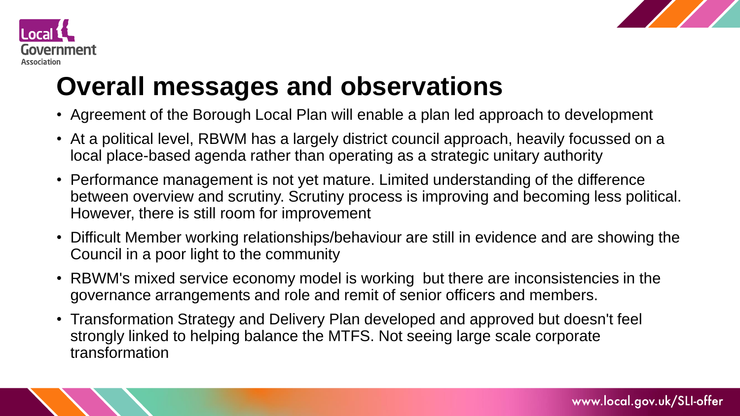# Overall messages and observations

- Agreement of the Borough Local Plan will enable a plan led approach to development
- At a political level, RBWM has a largely district council approach, heavily focussed on a local place-based agenda rather than operating as a strategic unitary authority
- Performance management is not yet mature. Limited understanding of the difference between overview and scrutiny. Scrutiny process is improving and becoming less political. However, there is still room for improvement
- Difficult Member working relationships/behaviour are still in evidence and are showing the Council in a poor light to the community
- RBWM's mixed service economy model is working but there are inconsistencies in the governance arrangements and role and remit of senior officers and members.
- Transformation Strategy and Delivery Plan developed and approved but doesn't feel strongly linked to helping balance the MTFS. Not seeing large scale corporate transformation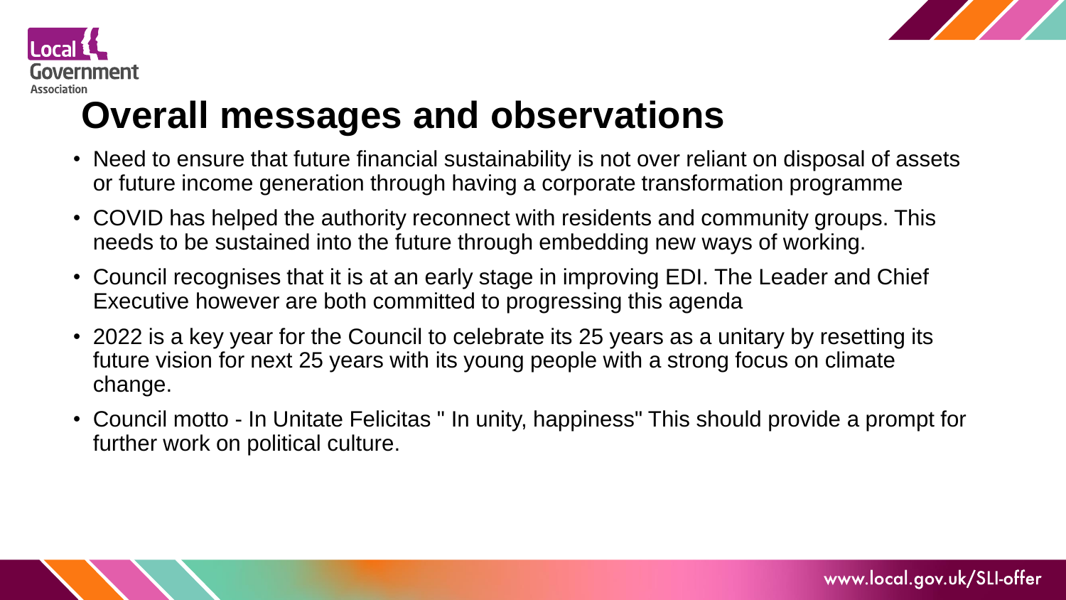# Overall messages and observations

- Need to ensure that future financial sustainability is not over reliant on disposal of assets or future income generation through having a corporate transformation programme
- COVID has helped the authority reconnect with residents and community groups. This needs to be sustained into the future through embedding new ways of working.
- Council recognises that it is at an early stage in improving EDI. The Leader and Chief Executive however are both committed to progressing this agenda
- 2022 is a key year for the Council to celebrate its 25 years as a unitary by resetting its future vision for next 25 years with its young people with a strong focus on climate change.
- Council motto - In Unitate Felicitas " In unity, happiness" This should provide a prompt for further work on political culture.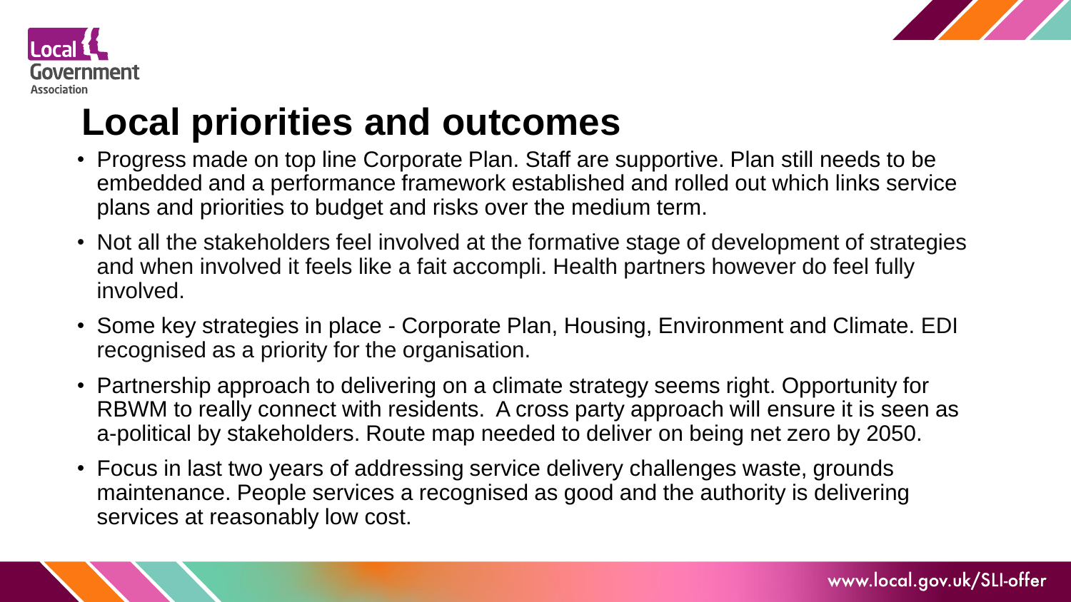# Local priorities and outcomes

- Progress made on top line Corporate Plan. Staff are supportive. Plan still needs to be embedded and a performance framework established and rolled out which links service plans and priorities to budget and risks over the medium term.
- Not all the stakeholders feel involved at the formative stage of development of strategies and when involved it feels like a fait accompli. Health partners however do feel fully involved.
- Some key strategies in place - Corporate Plan, Housing, Environment and Climate. EDI recognised as a priority for the organisation.
- Partnership approach to delivering on a climate strategy seems right. Opportunity for RBWM to really connect with residents. A cross party approach will ensure it is seen as a-political by stakeholders. Route map needed to deliver on being net zero by 2050.
- Focus in last two years of addressing service delivery challenges waste, grounds maintenance. People services a recognised as good and the authority is delivering services at reasonably low cost.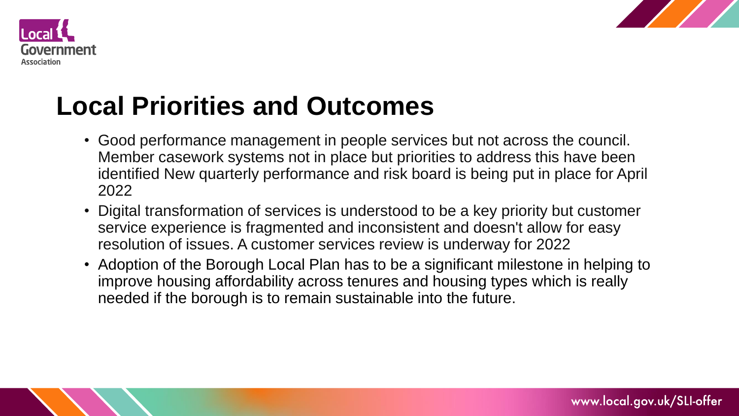# Local Priorities and Outcomes

- Good performance management in people services but not across the council. Member casework systems not in place but priorities to address this have been identified New quarterly performance and risk board is being put in place for April 2022
- Digital transformation of services is understood to be a key priority but customer service experience is fragmented and inconsistent and doesn't allow for easy resolution of issues. A customer services review is underway for 2022
- Adoption of the Borough Local Plan has to be a significant milestone in helping to improve housing affordability across tenures and housing types which is really needed if the borough is to remain sustainable into the future.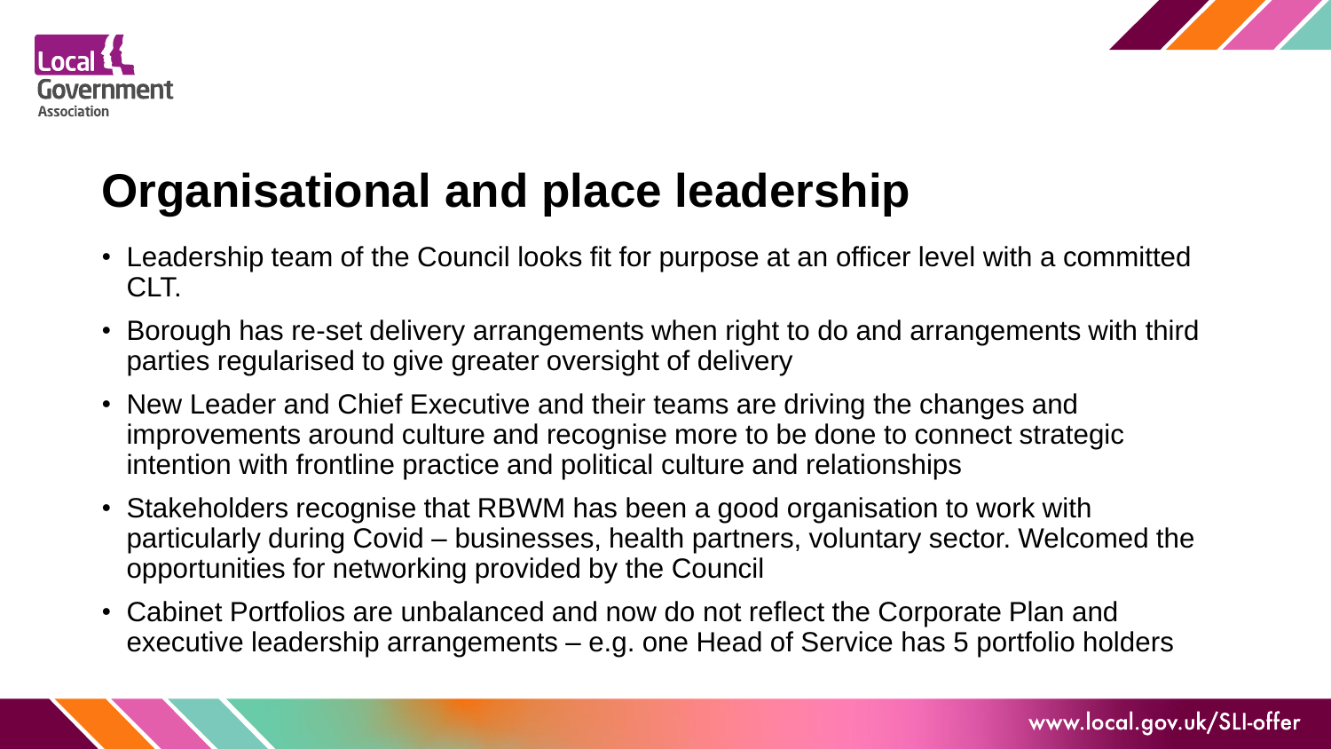# Organisational and place leadership

- Leadership team of the Council looks fit for purpose at an officer level with a committed CLT.
- Borough has re-set delivery arrangements when right to do and arrangements with third parties regularised to give greater oversight of delivery
- New Leader and Chief Executive and their teams are driving the changes and improvements around culture and recognise more to be done to connect strategic intention with frontline practice and political culture and relationships
- Stakeholders recognise that RBWM has been a good organisation to work with particularly during Covid – businesses, health partners, voluntary sector. Welcomed the opportunities for networking provided by the Council
- Cabinet Portfolios are unbalanced and now do not reflect the Corporate Plan and executive leadership arrangements – e.g. one Head of Service has 5 portfolio holders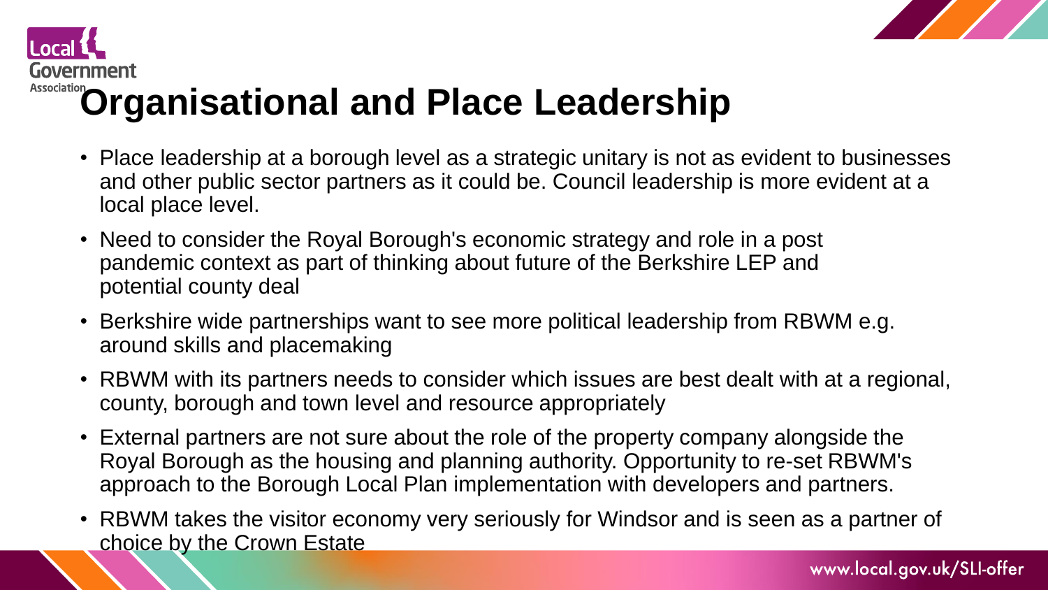# Organisational and Place Leadership

- Place leadership at a borough level as a strategic unitary is not as evident to businesses and other public sector partners as it could be. Council leadership is more evident at a local place level.
- Need to consider the Royal Borough's economic strategy and role in a post pandemic context as part of thinking about future of the Berkshire LEP and potential county deal
- Berkshire wide partnerships want to see more political leadership from RBWM e.g. around skills and placemaking
- RBWM with its partners needs to consider which issues are best dealt with at a regional, county, borough and town level and resource appropriately
- External partners are not sure about the role of the property company alongside the Royal Borough as the housing and planning authority. Opportunity to re-set RBWM's approach to the Borough Local Plan implementation with developers and partners.
- RBWM takes the visitor economy very seriously for Windsor and is seen as a partner of choice by the Crown Estate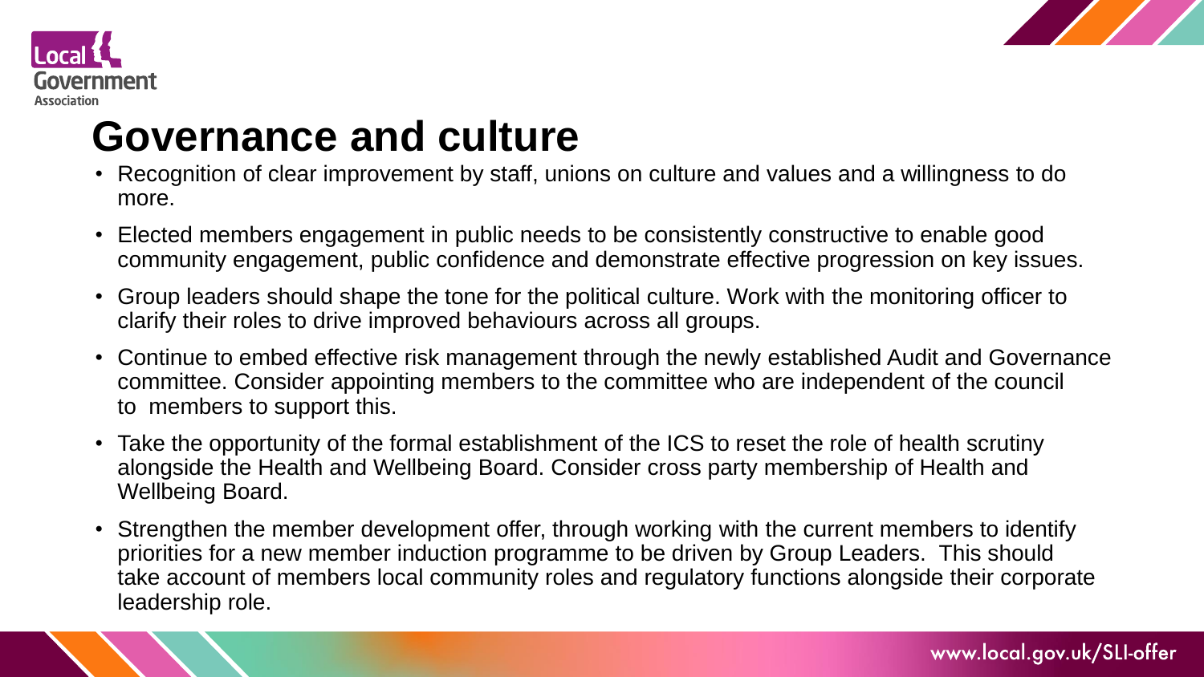# Governance and culture

- Recognition of clear improvement by staff, unions on culture and values and a willingness to do more.
- Elected members engagement in public needs to be consistently constructive to enable good community engagement, public confidence and demonstrate effective progression on key issues.
- Group leaders should shape the tone for the political culture. Work with the monitoring officer to clarify their roles to drive improved behaviours across all groups.
- Continue to embed effective risk management through the newly established Audit and Governance committee. Consider appointing members to the committee who are independent of the council to members to support this.
- Take the opportunity of the formal establishment of the ICS to reset the role of health scrutiny alongside the Health and Wellbeing Board. Consider cross party membership of Health and Wellbeing Board.
- Strengthen the member development offer, through working with the current members to identify priorities for a new member induction programme to be driven by Group Leaders. This should take account of members local community roles and regulatory functions alongside their corporate leadership role.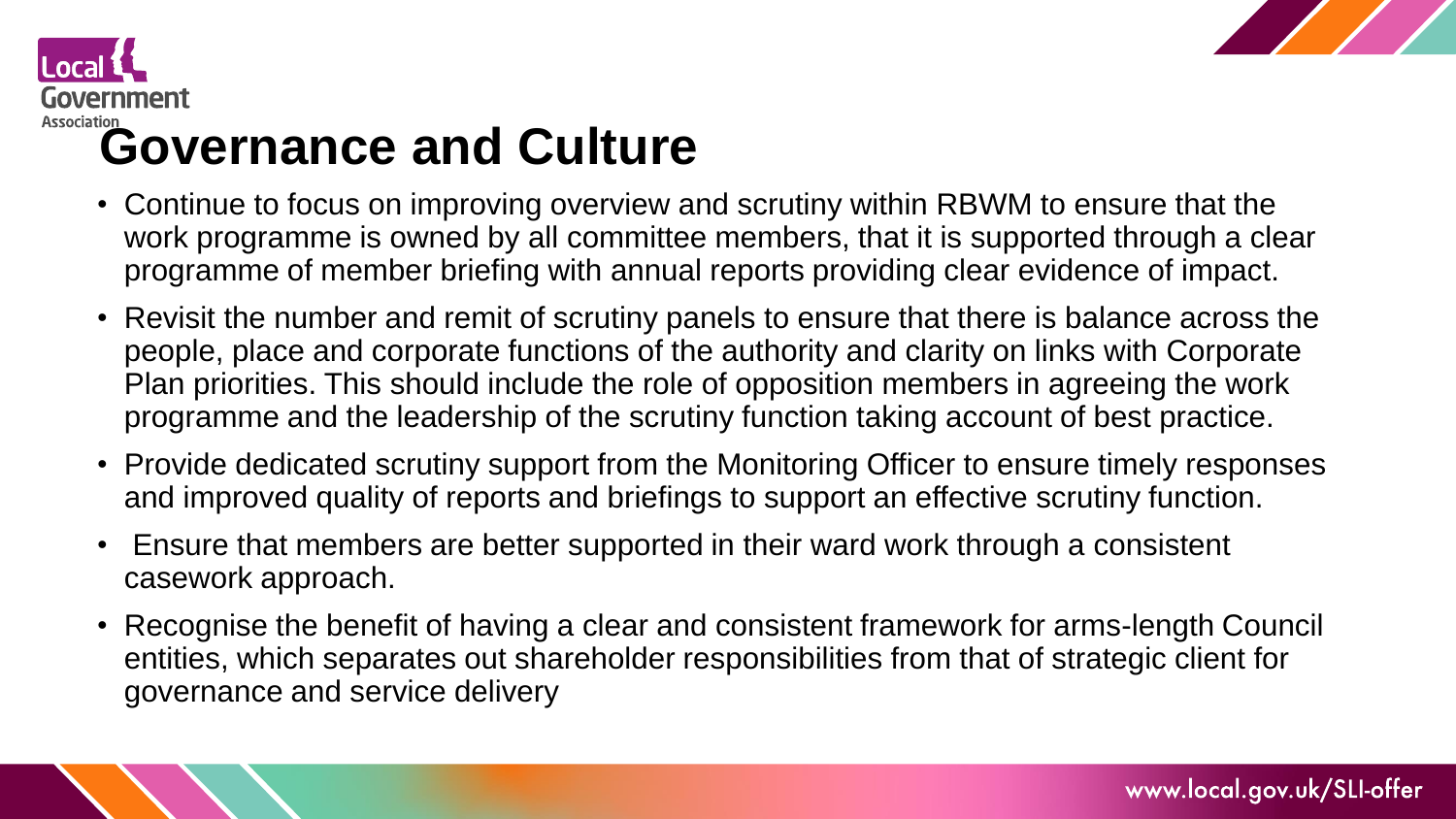# Governance and Culture

- Continue to focus on improving overview and scrutiny within RBWM to ensure that the work programme is owned by all committee members, that it is supported through a clear programme of member briefing with annual reports providing clear evidence of impact.
- Revisit the number and remit of scrutiny panels to ensure that there is balance across the people, place and corporate functions of the authority and clarity on links with Corporate Plan priorities. This should include the role of opposition members in agreeing the work programme and the leadership of the scrutiny function taking account of best practice.
- Provide dedicated scrutiny support from the Monitoring Officer to ensure timely responses and improved quality of reports and briefings to support an effective scrutiny function.
- Ensure that members are better supported in their ward work through a consistent casework approach.
- Recognise the benefit of having a clear and consistent framework for arms-length Council entities, which separates out shareholder responsibilities from that of strategic client for governance and service delivery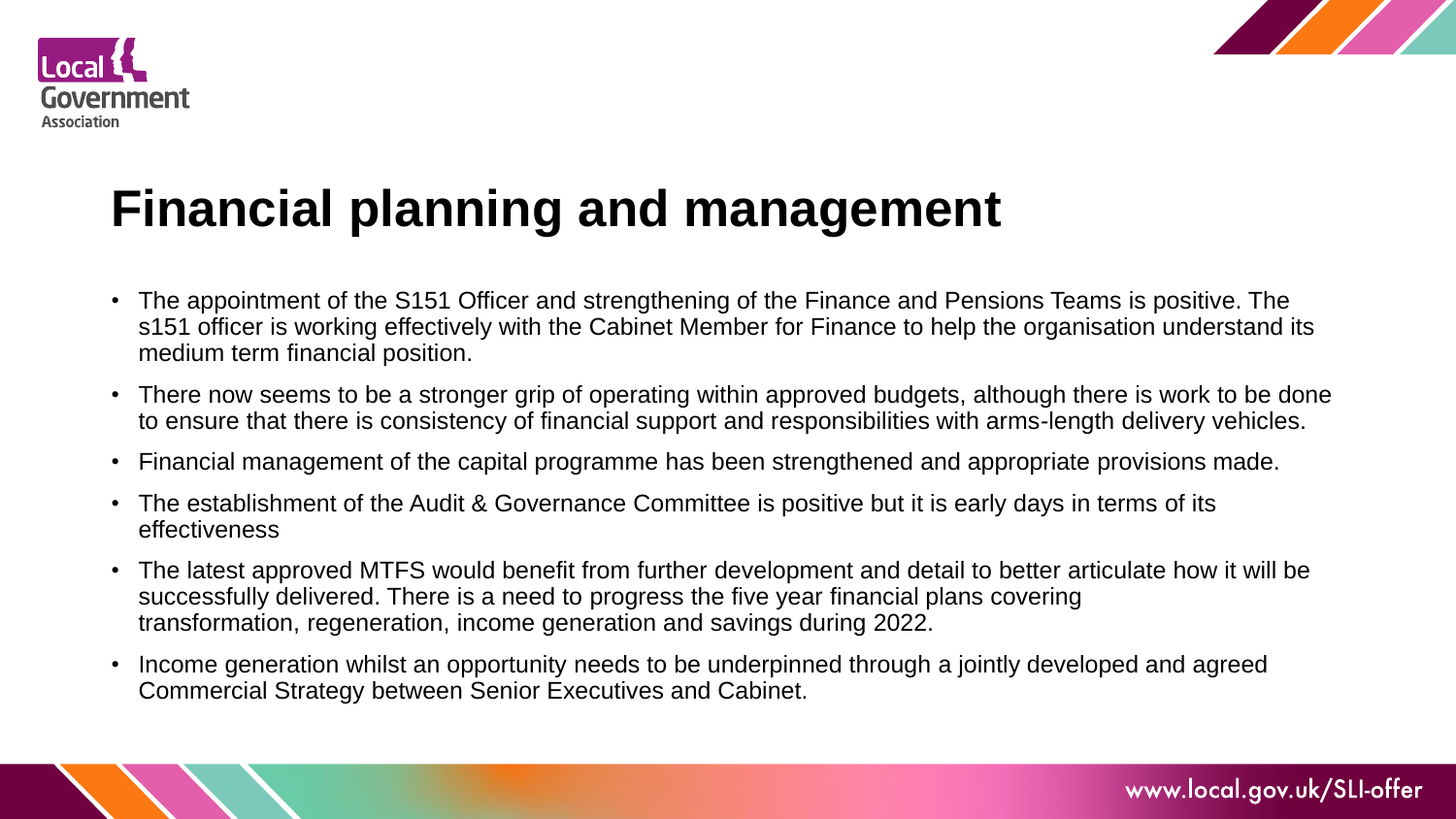# Financial planning and management

- The appointment of the S151 Officer and strengthening of the Finance and Pensions Teams is positive. The s151 officer is working effectively with the Cabinet Member for Finance to help the organisation understand its medium term financial position.
- There now seems to be a stronger grip of operating within approved budgets, although there is work to be done to ensure that there is consistency of financial support and responsibilities with arms-length delivery vehicles.
- Financial management of the capital programme has been strengthened and appropriate provisions made.
- The establishment of the Audit & Governance Committee is positive but it is early days in terms of its effectiveness
- The latest approved MTFS would benefit from further development and detail to better articulate how it will be successfully delivered. There is a need to progress the five year financial plans covering transformation, regeneration, income generation and savings during 2022.
- Income generation whilst an opportunity needs to be underpinned through a jointly developed and agreed Commercial Strategy between Senior Executives and Cabinet.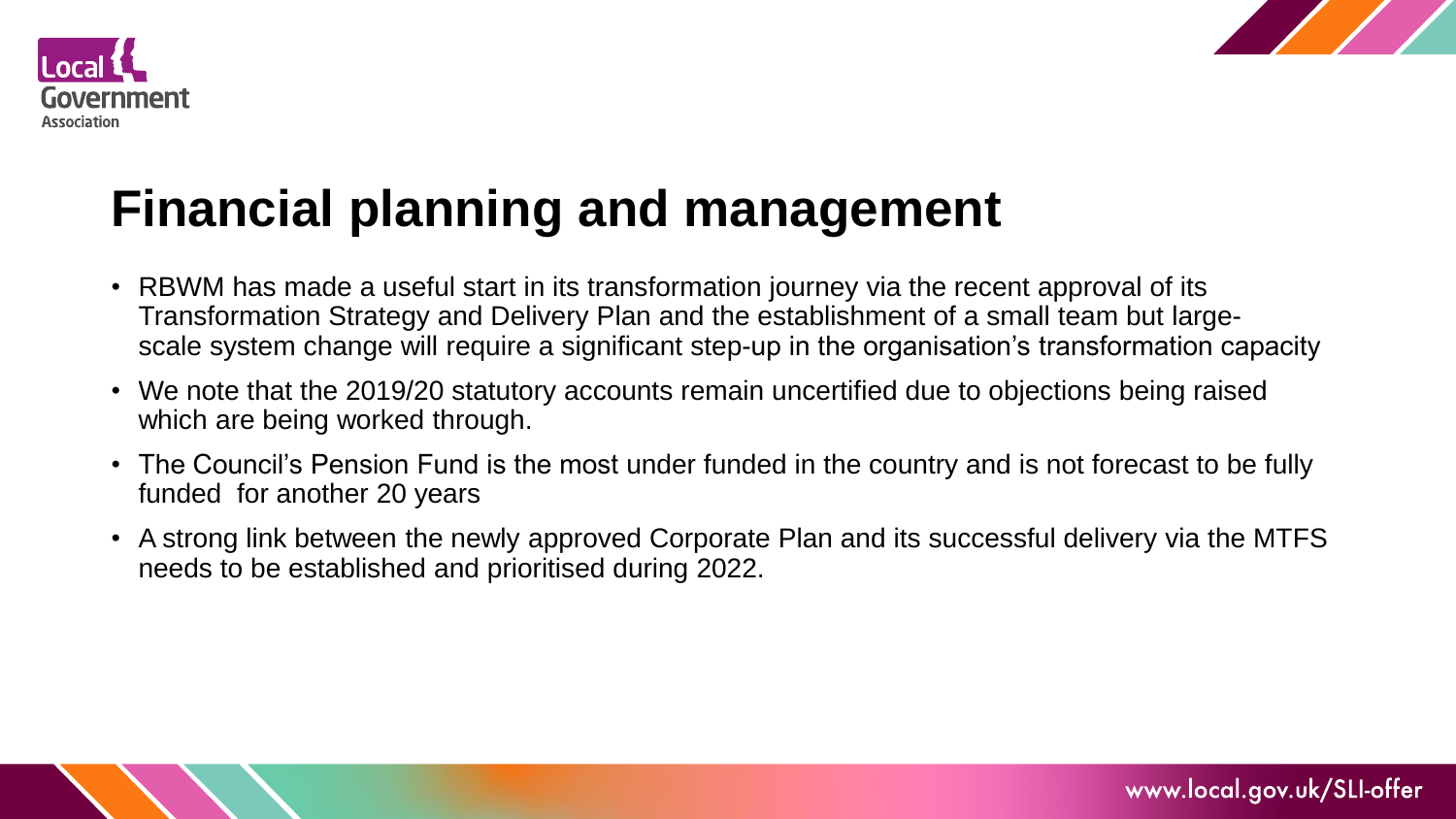# Financial planning and management

- RBWM has made a useful start in its transformation journey via the recent approval of its Transformation Strategy and Delivery Plan and the establishment of a small team but large-scale system change will require a significant step-up in the organisation's transformation capacity
- We note that the 2019/20 statutory accounts remain uncertified due to objections being raised which are being worked through.
- The Council's Pension Fund is the most under funded in the country and is not forecast to be fully funded for another 20 years
- A strong link between the newly approved Corporate Plan and its successful delivery via the MTFS needs to be established and prioritised during 2022.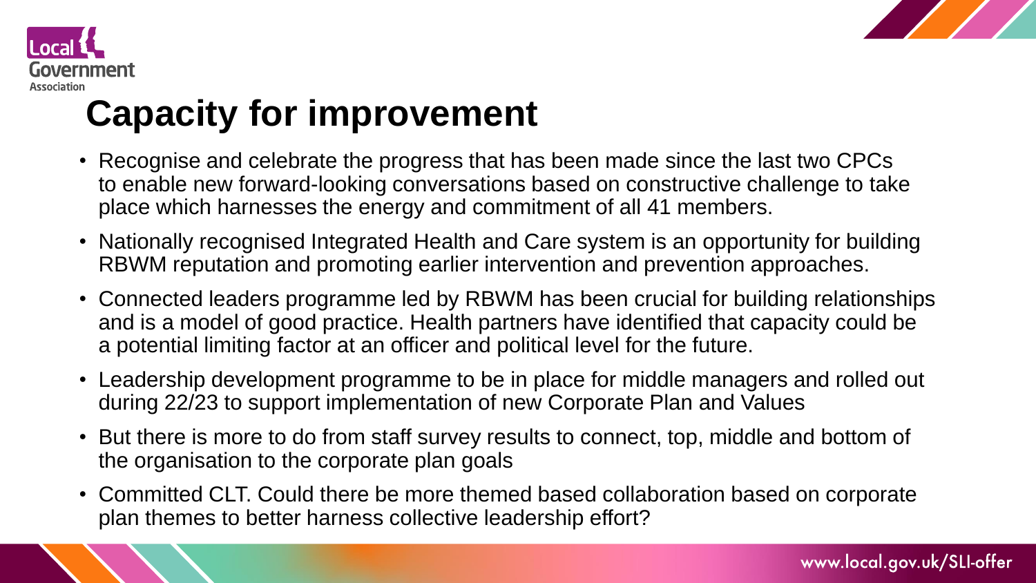# Capacity for improvement

- Recognise and celebrate the progress that has been made since the last two CPCs to enable new forward-looking conversations based on constructive challenge to take place which harnesses the energy and commitment of all 41 members.
- Nationally recognised Integrated Health and Care system is an opportunity for building RBWM reputation and promoting earlier intervention and prevention approaches.
- Connected leaders programme led by RBWM has been crucial for building relationships and is a model of good practice. Health partners have identified that capacity could be a potential limiting factor at an officer and political level for the future.
- Leadership development programme to be in place for middle managers and rolled out during 22/23 to support implementation of new Corporate Plan and Values
- But there is more to do from staff survey results to connect, top, middle and bottom of the organisation to the corporate plan goals
- Committed CLT. Could there be more themed based collaboration based on corporate plan themes to better harness collective leadership effort?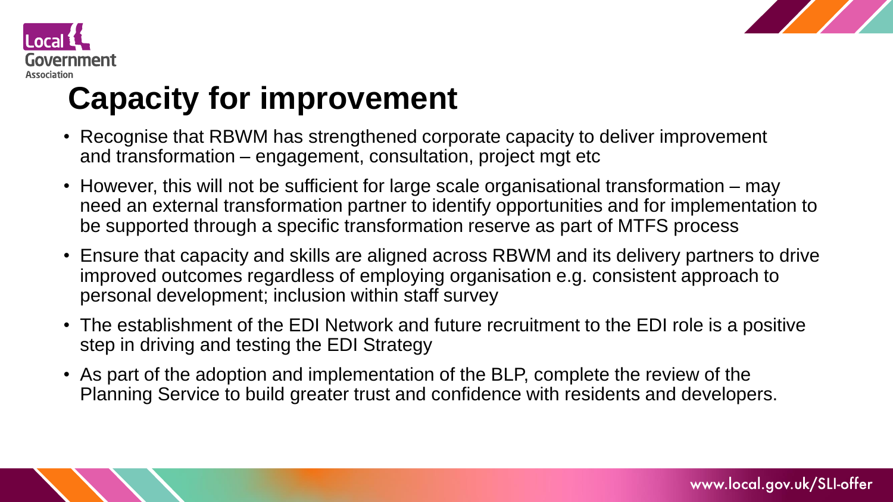# Capacity for improvement

- Recognise that RBWM has strengthened corporate capacity to deliver improvement and transformation – engagement, consultation, project mgt etc
- However, this will not be sufficient for large scale organisational transformation – may need an external transformation partner to identify opportunities and for implementation to be supported through a specific transformation reserve as part of MTFS process
- Ensure that capacity and skills are aligned across RBWM and its delivery partners to drive improved outcomes regardless of employing organisation e.g. consistent approach to personal development; inclusion within staff survey
- The establishment of the EDI Network and future recruitment to the EDI role is a positive step in driving and testing the EDI Strategy
- As part of the adoption and implementation of the BLP, complete the review of the Planning Service to build greater trust and confidence with residents and developers.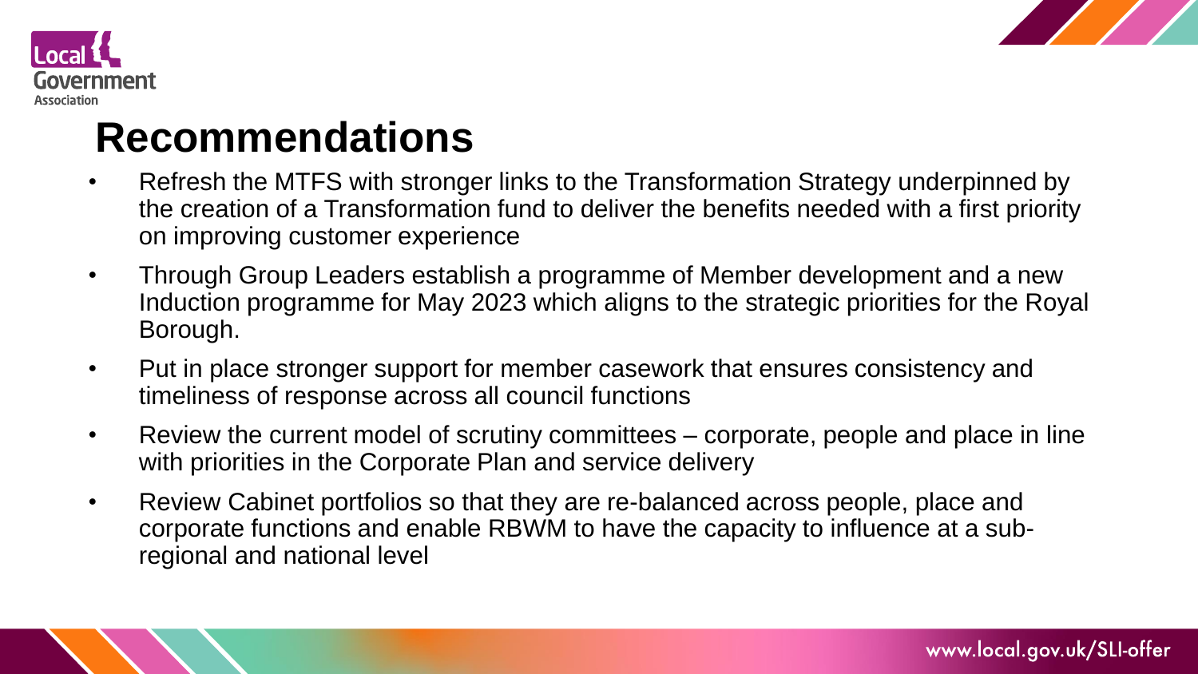# Recommendations

- Refresh the MTFS with stronger links to the Transformation Strategy underpinned by the creation of a Transformation fund to deliver the benefits needed with a first priority on improving customer experience
- Through Group Leaders establish a programme of Member development and a new Induction programme for May 2023 which aligns to the strategic priorities for the Royal Borough.
- Put in place stronger support for member casework that ensures consistency and timeliness of response across all council functions
- Review the current model of scrutiny committees – corporate, people and place in line with priorities in the Corporate Plan and service delivery
- Review Cabinet portfolios so that they are re-balanced across people, place and corporate functions and enable RBWM to have the capacity to influence at a sub-regional and national level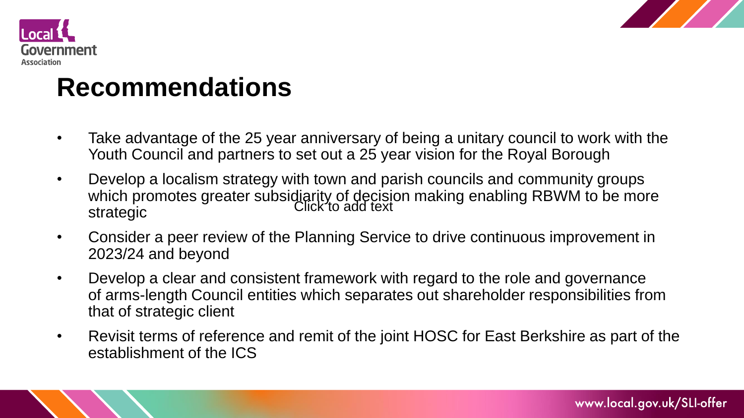# Recommendations

- Take advantage of the 25 year anniversary of being a unitary council to work with the Youth Council and partners to set out a 25 year vision for the Royal Borough
- Develop a localism strategy with town and parish councils and community groups which promotes greater subsidiarity of decision making enabling RBWM to be more strategic
- Consider a peer review of the Planning Service to drive continuous improvement in 2023/24 and beyond
- Develop a clear and consistent framework with regard to the role and governance of arms-length Council entities which separates out shareholder responsibilities from that of strategic client
- Revisit terms of reference and remit of the joint HOSC for East Berkshire as part of the establishment of the ICS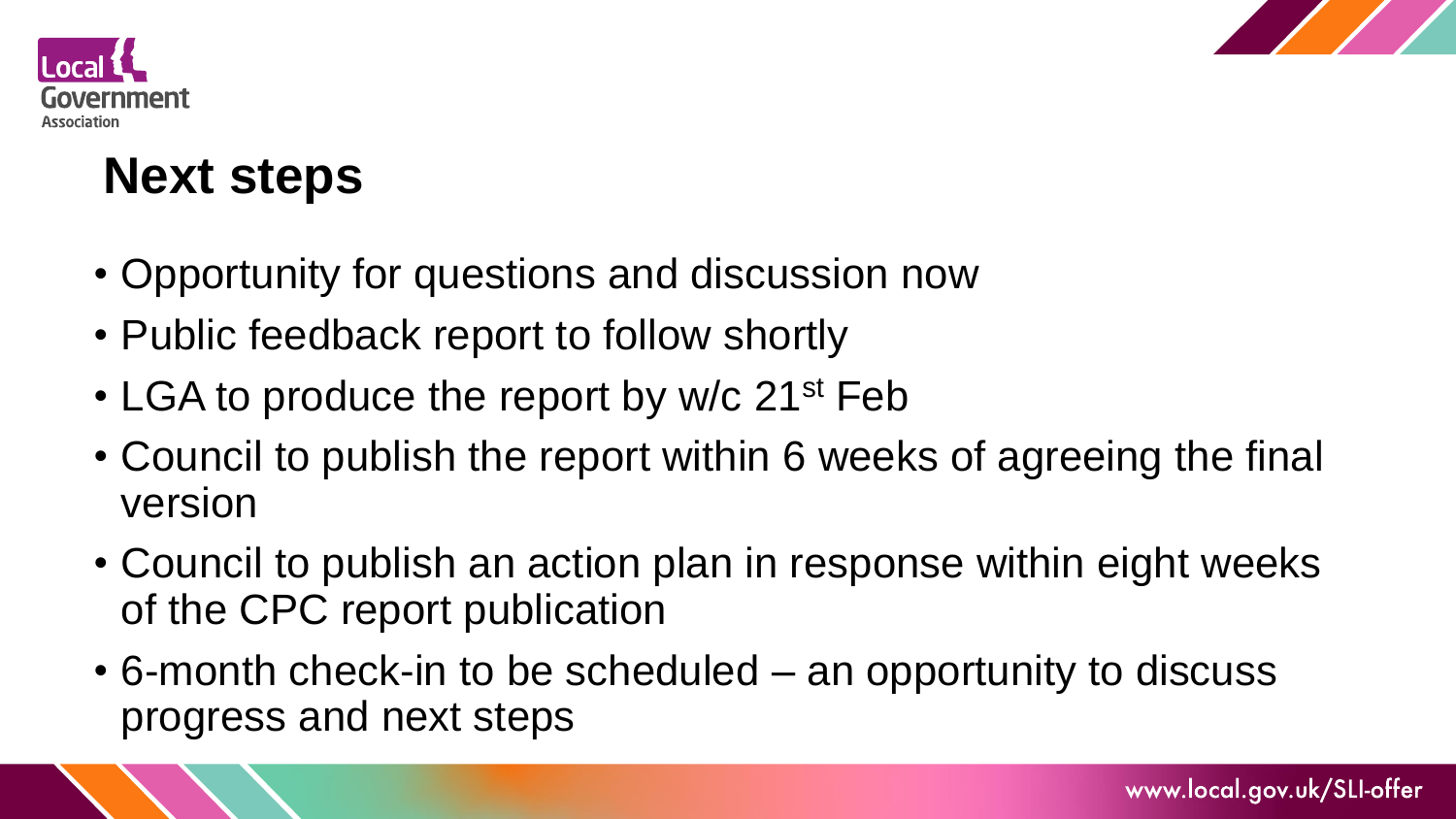# Next steps

- Opportunity for questions and discussion now
- Public feedback report to follow shortly
- LGA to produce the report by w/c 21st Feb
- Council to publish the report within 6 weeks of agreeing the final version
- Council to publish an action plan in response within eight weeks of the CPC report publication
- 6-month check-in to be scheduled – an opportunity to discuss progress and next steps